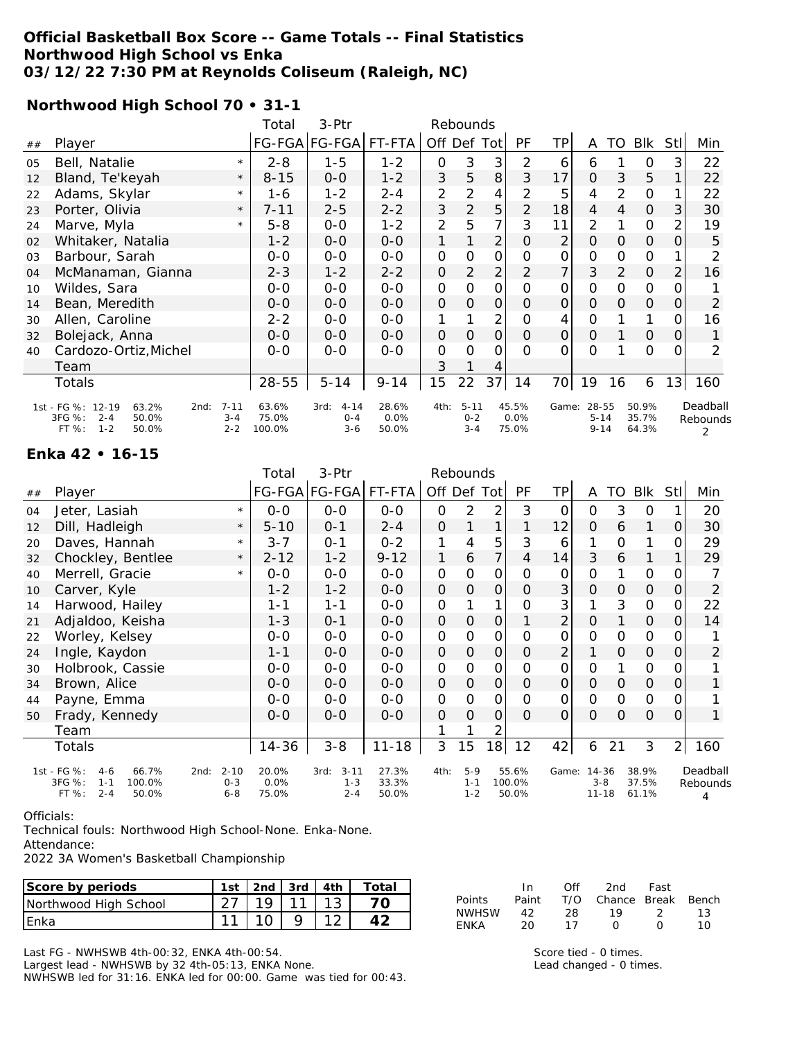# Official Basketball Box Score -- Game Totals -- Final Statistics
## Northwood High School vs Enka
## 03/12/22 7:30 PM at Reynolds Coliseum (Raleigh, NC)

### Northwood High School 70 • 31-1

| ## | Player | | Total FG-FGA | 3-Ptr FG-FGA | FT-FTA | Rebounds Off | Def | Tot | PF | TP | A | TO | Blk | Stl | Min |
|---|---|---|---|---|---|---|---|---|---|---|---|---|---|---|---|
| 05 | Bell, Natalie | * | 2-8 | 1-5 | 1-2 | 0 | 3 | 3 | 2 | 6 | 6 | 1 | 0 | 3 | 22 |
| 12 | Bland, Te'keyah | * | 8-15 | 0-0 | 1-2 | 3 | 5 | 8 | 3 | 17 | 0 | 3 | 5 | 1 | 22 |
| 22 | Adams, Skylar | * | 1-6 | 1-2 | 2-4 | 2 | 2 | 4 | 2 | 5 | 4 | 2 | 0 | 1 | 22 |
| 23 | Porter, Olivia | * | 7-11 | 2-5 | 2-2 | 3 | 2 | 5 | 2 | 18 | 4 | 4 | 0 | 3 | 30 |
| 24 | Marve, Myla | * | 5-8 | 0-0 | 1-2 | 2 | 5 | 7 | 3 | 11 | 2 | 1 | 0 | 2 | 19 |
| 02 | Whitaker, Natalia | | 1-2 | 0-0 | 0-0 | 1 | 1 | 2 | 0 | 2 | 0 | 0 | 0 | 0 | 5 |
| 03 | Barbour, Sarah | | 0-0 | 0-0 | 0-0 | 0 | 0 | 0 | 0 | 0 | 0 | 0 | 0 | 1 | 2 |
| 04 | McManaman, Gianna | | 2-3 | 1-2 | 2-2 | 0 | 2 | 2 | 2 | 7 | 3 | 2 | 0 | 2 | 16 |
| 10 | Wildes, Sara | | 0-0 | 0-0 | 0-0 | 0 | 0 | 0 | 0 | 0 | 0 | 0 | 0 | 0 | 1 |
| 14 | Bean, Meredith | | 0-0 | 0-0 | 0-0 | 0 | 0 | 0 | 0 | 0 | 0 | 0 | 0 | 0 | 2 |
| 30 | Allen, Caroline | | 2-2 | 0-0 | 0-0 | 1 | 1 | 2 | 0 | 4 | 0 | 1 | 1 | 0 | 16 |
| 32 | Bolejack, Anna | | 0-0 | 0-0 | 0-0 | 0 | 0 | 0 | 0 | 0 | 0 | 1 | 0 | 0 | 1 |
| 40 | Cardozo-Ortiz,Michel | | 0-0 | 0-0 | 0-0 | 0 | 0 | 0 | 0 | 0 | 0 | 1 | 0 | 0 | 2 |
| | Team | | | | | 3 | 1 | 4 | | | | | | | |
| | Totals | | 28-55 | 5-14 | 9-14 | 15 | 22 | 37 | 14 | 70 | 19 | 16 | 6 | 13 | 160 |

| | 1st | | 2nd | | 3rd | | 4th | | Game | | Deadball Rebounds |
|---|---|---|---|---|---|---|---|---|---|---|---|
| FG % | 12-19 | 63.2% | 7-11 | 63.6% | 4-14 | 28.6% | 5-11 | 45.5% | 28-55 | 50.9% | 2 |
| 3FG % | 2-4 | 50.0% | 3-4 | 75.0% | 0-4 | 0.0% | 0-2 | 0.0% | 5-14 | 35.7% | |
| FT % | 1-2 | 50.0% | 2-2 | 100.0% | 3-6 | 50.0% | 3-4 | 75.0% | 9-14 | 64.3% | |

### Enka 42 • 16-15

| ## | Player | | Total FG-FGA | 3-Ptr FG-FGA | FT-FTA | Rebounds Off | Def | Tot | PF | TP | A | TO | Blk | Stl | Min |
|---|---|---|---|---|---|---|---|---|---|---|---|---|---|---|---|
| 04 | Jeter, Lasiah | * | 0-0 | 0-0 | 0-0 | 0 | 2 | 2 | 3 | 0 | 0 | 3 | 0 | 1 | 20 |
| 12 | Dill, Hadleigh | * | 5-10 | 0-1 | 2-4 | 0 | 1 | 1 | 1 | 12 | 0 | 6 | 1 | 0 | 30 |
| 20 | Daves, Hannah | * | 3-7 | 0-1 | 0-2 | 1 | 4 | 5 | 3 | 6 | 1 | 0 | 1 | 0 | 29 |
| 32 | Chockley, Bentlee | * | 2-12 | 1-2 | 9-12 | 1 | 6 | 7 | 4 | 14 | 3 | 6 | 1 | 1 | 29 |
| 40 | Merrell, Gracie | * | 0-0 | 0-0 | 0-0 | 0 | 0 | 0 | 0 | 0 | 0 | 1 | 0 | 0 | 7 |
| 10 | Carver, Kyle | | 1-2 | 1-2 | 0-0 | 0 | 0 | 0 | 0 | 3 | 0 | 0 | 0 | 0 | 2 |
| 14 | Harwood, Hailey | | 1-1 | 1-1 | 0-0 | 0 | 1 | 1 | 0 | 3 | 1 | 3 | 0 | 0 | 22 |
| 21 | Adjaldoo, Keisha | | 1-3 | 0-1 | 0-0 | 0 | 0 | 0 | 1 | 2 | 0 | 1 | 0 | 0 | 14 |
| 22 | Worley, Kelsey | | 0-0 | 0-0 | 0-0 | 0 | 0 | 0 | 0 | 0 | 0 | 0 | 0 | 0 | 1 |
| 24 | Ingle, Kaydon | | 1-1 | 0-0 | 0-0 | 0 | 0 | 0 | 0 | 2 | 1 | 0 | 0 | 0 | 2 |
| 30 | Holbrook, Cassie | | 0-0 | 0-0 | 0-0 | 0 | 0 | 0 | 0 | 0 | 0 | 1 | 0 | 0 | 1 |
| 34 | Brown, Alice | | 0-0 | 0-0 | 0-0 | 0 | 0 | 0 | 0 | 0 | 0 | 0 | 0 | 0 | 1 |
| 44 | Payne, Emma | | 0-0 | 0-0 | 0-0 | 0 | 0 | 0 | 0 | 0 | 0 | 0 | 0 | 0 | 1 |
| 50 | Frady, Kennedy | | 0-0 | 0-0 | 0-0 | 0 | 0 | 0 | 0 | 0 | 0 | 0 | 0 | 0 | 1 |
| | Team | | | | | 1 | 1 | 2 | | | | | | | |
| | Totals | | 14-36 | 3-8 | 11-18 | 3 | 15 | 18 | 12 | 42 | 6 | 21 | 3 | 2 | 160 |

| | 1st | | 2nd | | 3rd | | 4th | | Game | | Deadball Rebounds |
|---|---|---|---|---|---|---|---|---|---|---|---|
| FG % | 4-6 | 66.7% | 2-10 | 20.0% | 3-11 | 27.3% | 5-9 | 55.6% | 14-36 | 38.9% | 4 |
| 3FG % | 1-1 | 100.0% | 0-3 | 0.0% | 1-3 | 33.3% | 1-1 | 100.0% | 3-8 | 37.5% | |
| FT % | 2-4 | 50.0% | 6-8 | 75.0% | 2-4 | 50.0% | 1-2 | 50.0% | 11-18 | 61.1% | |

Officials:
Technical fouls: Northwood High School-None. Enka-None.
Attendance:
2022 3A Women's Basketball Championship

| Score by periods | 1st | 2nd | 3rd | 4th | Total |
|---|---|---|---|---|---|
| Northwood High School | 27 | 19 | 11 | 13 | 70 |
| Enka | 11 | 10 | 9 | 12 | 42 |

| Points | In Paint | Off T/O | 2nd Chance | Fast Break | Bench |
|---|---|---|---|---|---|
| NWHSW | 42 | 28 | 19 | 2 | 13 |
| ENKA | 20 | 17 | 0 | 0 | 10 |

Last FG - NWHSWB 4th-00:32, ENKA 4th-00:54.
Largest lead - NWHSWB by 32 4th-05:13, ENKA None.
NWHSWB led for 31:16. ENKA led for 00:00. Game was tied for 00:43.

Score tied - 0 times.
Lead changed - 0 times.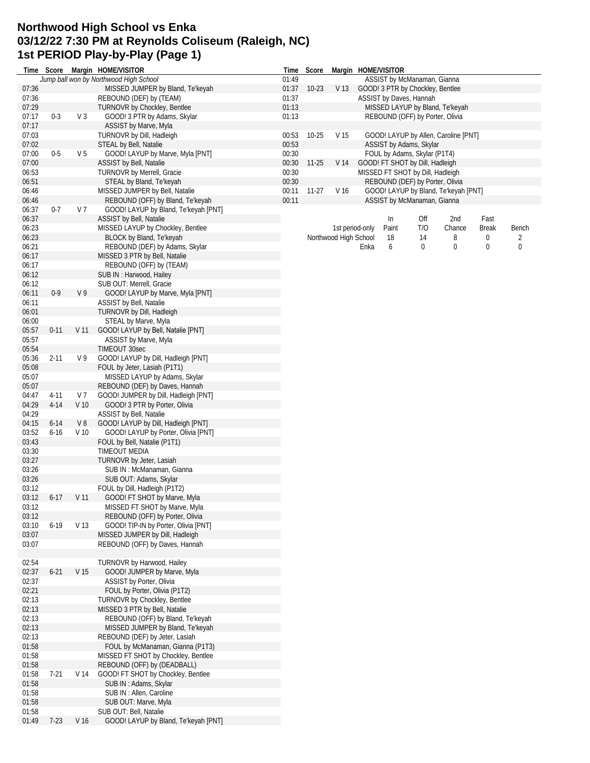# Northwood High School vs Enka
# 03/12/22 7:30 PM at Reynolds Coliseum (Raleigh, NC)
# 1st PERIOD Play-by-Play (Page 1)

| Time | Score | Margin | HOME/VISITOR |
|---|---|---|---|
| | | | *Jump ball won by Northwood High School* |
| 07:36 | | | MISSED JUMPER by Bland, Te'keyah |
| 07:36 | | | REBOUND (DEF) by (TEAM) |
| 07:29 | | | TURNOVR by Chockley, Bentlee |
| 07:17 | 0-3 | V 3 | GOOD! 3 PTR by Adams, Skylar |
| 07:17 | | | ASSIST by Marve, Myla |
| 07:03 | | | TURNOVR by Dill, Hadleigh |
| 07:02 | | | STEAL by Bell, Natalie |
| 07:00 | 0-5 | V 5 | GOOD! LAYUP by Marve, Myla [PNT] |
| 07:00 | | | ASSIST by Bell, Natalie |
| 06:53 | | | TURNOVR by Merrell, Gracie |
| 06:51 | | | STEAL by Bland, Te'keyah |
| 06:46 | | | MISSED JUMPER by Bell, Natalie |
| 06:46 | | | REBOUND (OFF) by Bland, Te'keyah |
| 06:37 | 0-7 | V 7 | GOOD! LAYUP by Bland, Te'keyah [PNT] |
| 06:37 | | | ASSIST by Bell, Natalie |
| 06:23 | | | MISSED LAYUP by Chockley, Bentlee |
| 06:23 | | | BLOCK by Bland, Te'keyah |
| 06:21 | | | REBOUND (DEF) by Adams, Skylar |
| 06:17 | | | MISSED 3 PTR by Bell, Natalie |
| 06:17 | | | REBOUND (OFF) by (TEAM) |
| 06:12 | | | SUB IN : Harwood, Hailey |
| 06:12 | | | SUB OUT: Merrell, Gracie |
| 06:11 | 0-9 | V 9 | GOOD! LAYUP by Marve, Myla [PNT] |
| 06:11 | | | ASSIST by Bell, Natalie |
| 06:01 | | | TURNOVR by Dill, Hadleigh |
| 06:00 | | | STEAL by Marve, Myla |
| 05:57 | 0-11 | V 11 | GOOD! LAYUP by Bell, Natalie [PNT] |
| 05:57 | | | ASSIST by Marve, Myla |
| 05:54 | | | TIMEOUT 30sec |
| 05:36 | 2-11 | V 9 | GOOD! LAYUP by Dill, Hadleigh [PNT] |
| 05:08 | | | FOUL by Jeter, Lasiah (P1T1) |
| 05:07 | | | MISSED LAYUP by Adams, Skylar |
| 05:07 | | | REBOUND (DEF) by Daves, Hannah |
| 04:47 | 4-11 | V 7 | GOOD! JUMPER by Dill, Hadleigh [PNT] |
| 04:29 | 4-14 | V 10 | GOOD! 3 PTR by Porter, Olivia |
| 04:29 | | | ASSIST by Bell, Natalie |
| 04:15 | 6-14 | V 8 | GOOD! LAYUP by Dill, Hadleigh [PNT] |
| 03:52 | 6-16 | V 10 | GOOD! LAYUP by Porter, Olivia [PNT] |
| 03:43 | | | FOUL by Bell, Natalie (P1T1) |
| 03:30 | | | TIMEOUT MEDIA |
| 03:27 | | | TURNOVR by Jeter, Lasiah |
| 03:26 | | | SUB IN : McManaman, Gianna |
| 03:26 | | | SUB OUT: Adams, Skylar |
| 03:12 | | | FOUL by Dill, Hadleigh (P1T2) |
| 03:12 | 6-17 | V 11 | GOOD! FT SHOT by Marve, Myla |
| 03:12 | | | MISSED FT SHOT by Marve, Myla |
| 03:12 | | | REBOUND (OFF) by Porter, Olivia |
| 03:10 | 6-19 | V 13 | GOOD! TIP-IN by Porter, Olivia [PNT] |
| 03:07 | | | MISSED JUMPER by Dill, Hadleigh |
| 03:07 | | | REBOUND (OFF) by Daves, Hannah |
| | | | |
| 02:54 | | | TURNOVR by Harwood, Hailey |
| 02:37 | 6-21 | V 15 | GOOD! JUMPER by Marve, Myla |
| 02:37 | | | ASSIST by Porter, Olivia |
| 02:21 | | | FOUL by Porter, Olivia (P1T2) |
| 02:13 | | | TURNOVR by Chockley, Bentlee |
| 02:13 | | | MISSED 3 PTR by Bell, Natalie |
| 02:13 | | | REBOUND (OFF) by Bland, Te'keyah |
| 02:13 | | | MISSED JUMPER by Bland, Te'keyah |
| 02:13 | | | REBOUND (DEF) by Jeter, Lasiah |
| 01:58 | | | FOUL by McManaman, Gianna (P1T3) |
| 01:58 | | | MISSED FT SHOT by Chockley, Bentlee |
| 01:58 | | | REBOUND (OFF) by (DEADBALL) |
| 01:58 | 7-21 | V 14 | GOOD! FT SHOT by Chockley, Bentlee |
| 01:58 | | | SUB IN : Adams, Skylar |
| 01:58 | | | SUB IN : Allen, Caroline |
| 01:58 | | | SUB OUT: Marve, Myla |
| 01:58 | | | SUB OUT: Bell, Natalie |
| 01:49 | 7-23 | V 16 | GOOD! LAYUP by Bland, Te'keyah [PNT] |
| 01:49 | | | ASSIST by McManaman, Gianna |
| 01:37 | 10-23 | V 13 | GOOD! 3 PTR by Chockley, Bentlee |
| 01:37 | | | ASSIST by Daves, Hannah |
| 01:13 | | | MISSED LAYUP by Bland, Te'keyah |
| 01:13 | | | REBOUND (OFF) by Porter, Olivia |
| 00:53 | 10-25 | V 15 | GOOD! LAYUP by Allen, Caroline [PNT] |
| 00:53 | | | ASSIST by Adams, Skylar |
| 00:30 | | | FOUL by Adams, Skylar (P1T4) |
| 00:30 | 11-25 | V 14 | GOOD! FT SHOT by Dill, Hadleigh |
| 00:30 | | | MISSED FT SHOT by Dill, Hadleigh |
| 00:30 | | | REBOUND (DEF) by Porter, Olivia |
| 00:11 | 11-27 | V 16 | GOOD! LAYUP by Bland, Te'keyah [PNT] |
| 00:11 | | | ASSIST by McManaman, Gianna |

| 1st period-only | In Paint | Off T/O | 2nd Chance | Fast Break | Bench |
|---|---|---|---|---|---|
| Northwood High School | 18 | 14 | 8 | 0 | 2 |
| Enka | 6 | 0 | 0 | 0 | 0 |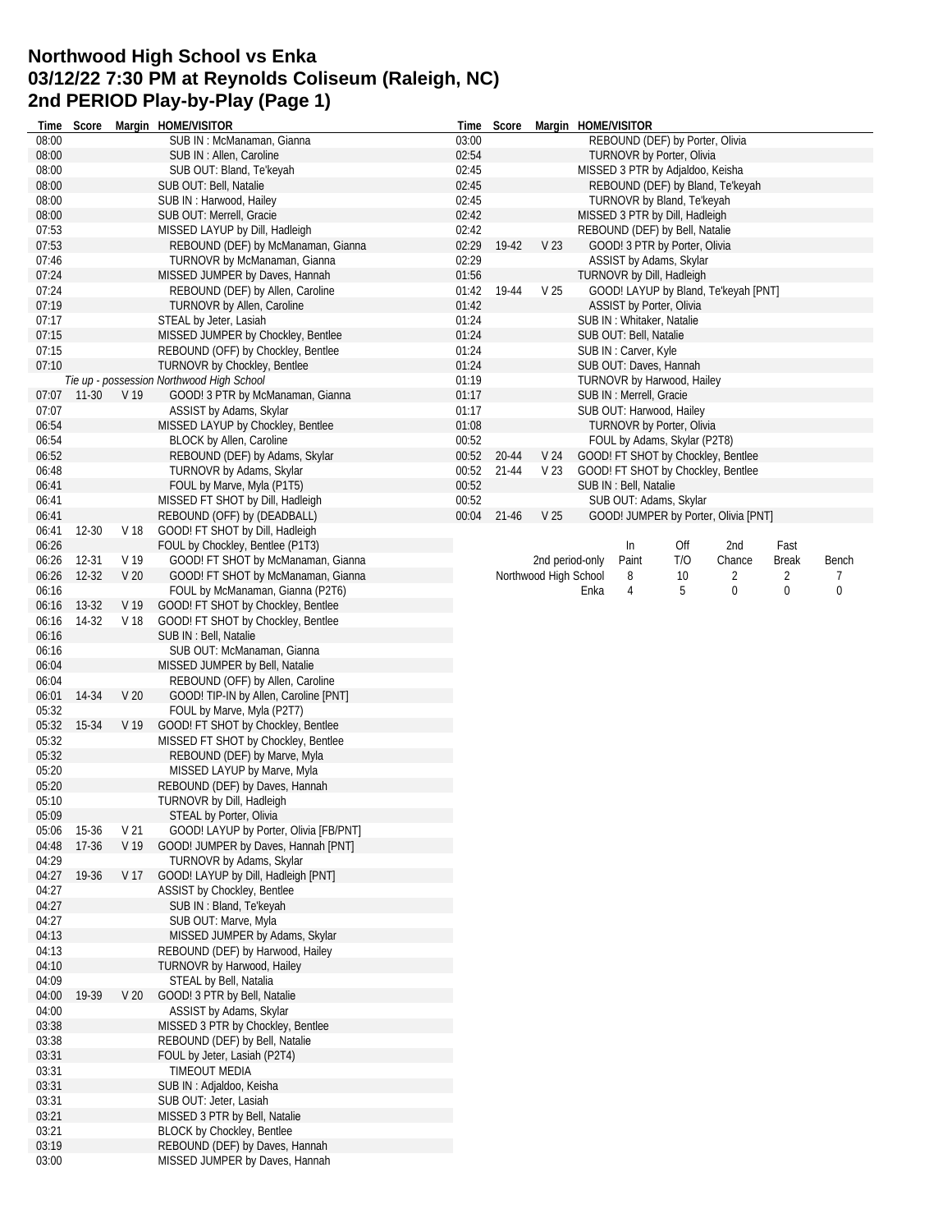# Northwood High School vs Enka
## 03/12/22 7:30 PM at Reynolds Coliseum (Raleigh, NC)
## 2nd PERIOD Play-by-Play (Page 1)

| Time | Score | Margin | HOME/VISITOR |
|---|---|---|---|
| 08:00 | | | SUB IN : McManaman, Gianna |
| 08:00 | | | SUB IN : Allen, Caroline |
| 08:00 | | | SUB OUT: Bland, Te'keyah |
| 08:00 | | | SUB OUT: Bell, Natalie |
| 08:00 | | | SUB IN : Harwood, Hailey |
| 08:00 | | | SUB OUT: Merrell, Gracie |
| 07:53 | | | MISSED LAYUP by Dill, Hadleigh |
| 07:53 | | | REBOUND (DEF) by McManaman, Gianna |
| 07:46 | | | TURNOVR by McManaman, Gianna |
| 07:24 | | | MISSED JUMPER by Daves, Hannah |
| 07:24 | | | REBOUND (DEF) by Allen, Caroline |
| 07:19 | | | TURNOVR by Allen, Caroline |
| 07:17 | | | STEAL by Jeter, Lasiah |
| 07:15 | | | MISSED JUMPER by Chockley, Bentlee |
| 07:15 | | | REBOUND (OFF) by Chockley, Bentlee |
| 07:10 | | | TURNOVR by Chockley, Bentlee |
| | | | *Tie up - possession Northwood High School* |
| 07:07 | 11-30 | V 19 | GOOD! 3 PTR by McManaman, Gianna |
| 07:07 | | | ASSIST by Adams, Skylar |
| 06:54 | | | MISSED LAYUP by Chockley, Bentlee |
| 06:54 | | | BLOCK by Allen, Caroline |
| 06:52 | | | REBOUND (DEF) by Adams, Skylar |
| 06:48 | | | TURNOVR by Adams, Skylar |
| 06:41 | | | FOUL by Marve, Myla (P1T5) |
| 06:41 | | | MISSED FT SHOT by Dill, Hadleigh |
| 06:41 | | | REBOUND (OFF) by (DEADBALL) |
| 06:41 | 12-30 | V 18 | GOOD! FT SHOT by Dill, Hadleigh |
| 06:26 | | | FOUL by Chockley, Bentlee (P1T3) |
| 06:26 | 12-31 | V 19 | GOOD! FT SHOT by McManaman, Gianna |
| 06:26 | 12-32 | V 20 | GOOD! FT SHOT by McManaman, Gianna |
| 06:16 | | | FOUL by McManaman, Gianna (P2T6) |
| 06:16 | 13-32 | V 19 | GOOD! FT SHOT by Chockley, Bentlee |
| 06:16 | 14-32 | V 18 | GOOD! FT SHOT by Chockley, Bentlee |
| 06:16 | | | SUB IN : Bell, Natalie |
| 06:16 | | | SUB OUT: McManaman, Gianna |
| 06:04 | | | MISSED JUMPER by Bell, Natalie |
| 06:04 | | | REBOUND (OFF) by Allen, Caroline |
| 06:01 | 14-34 | V 20 | GOOD! TIP-IN by Allen, Caroline [PNT] |
| 05:32 | | | FOUL by Marve, Myla (P2T7) |
| 05:32 | 15-34 | V 19 | GOOD! FT SHOT by Chockley, Bentlee |
| 05:32 | | | MISSED FT SHOT by Chockley, Bentlee |
| 05:32 | | | REBOUND (DEF) by Marve, Myla |
| 05:20 | | | MISSED LAYUP by Marve, Myla |
| 05:20 | | | REBOUND (DEF) by Daves, Hannah |
| 05:10 | | | TURNOVR by Dill, Hadleigh |
| 05:09 | | | STEAL by Porter, Olivia |
| 05:06 | 15-36 | V 21 | GOOD! LAYUP by Porter, Olivia [FB/PNT] |
| 04:48 | 17-36 | V 19 | GOOD! JUMPER by Daves, Hannah [PNT] |
| 04:29 | | | TURNOVR by Adams, Skylar |
| 04:27 | 19-36 | V 17 | GOOD! LAYUP by Dill, Hadleigh [PNT] |
| 04:27 | | | ASSIST by Chockley, Bentlee |
| 04:27 | | | SUB IN : Bland, Te'keyah |
| 04:27 | | | SUB OUT: Marve, Myla |
| 04:13 | | | MISSED JUMPER by Adams, Skylar |
| 04:13 | | | REBOUND (DEF) by Harwood, Hailey |
| 04:10 | | | TURNOVR by Harwood, Hailey |
| 04:09 | | | STEAL by Bell, Natalia |
| 04:00 | 19-39 | V 20 | GOOD! 3 PTR by Bell, Natalie |
| 04:00 | | | ASSIST by Adams, Skylar |
| 03:38 | | | MISSED 3 PTR by Chockley, Bentlee |
| 03:38 | | | REBOUND (DEF) by Bell, Natalie |
| 03:31 | | | FOUL by Jeter, Lasiah (P2T4) |
| 03:31 | | | TIMEOUT MEDIA |
| 03:31 | | | SUB IN : Adjaldoo, Keisha |
| 03:31 | | | SUB OUT: Jeter, Lasiah |
| 03:21 | | | MISSED 3 PTR by Bell, Natalie |
| 03:21 | | | BLOCK by Chockley, Bentlee |
| 03:19 | | | REBOUND (DEF) by Daves, Hannah |
| 03:00 | | | MISSED JUMPER by Daves, Hannah |
| 03:00 | | | REBOUND (DEF) by Porter, Olivia |
| 02:54 | | | TURNOVR by Porter, Olivia |
| 02:45 | | | MISSED 3 PTR by Adjaldoo, Keisha |
| 02:45 | | | REBOUND (DEF) by Bland, Te'keyah |
| 02:45 | | | TURNOVR by Bland, Te'keyah |
| 02:42 | | | MISSED 3 PTR by Dill, Hadleigh |
| 02:42 | | | REBOUND (DEF) by Bell, Natalie |
| 02:29 | 19-42 | V 23 | GOOD! 3 PTR by Porter, Olivia |
| 02:29 | | | ASSIST by Adams, Skylar |
| 01:56 | | | TURNOVR by Dill, Hadleigh |
| 01:42 | 19-44 | V 25 | GOOD! LAYUP by Bland, Te'keyah [PNT] |
| 01:42 | | | ASSIST by Porter, Olivia |
| 01:24 | | | SUB IN : Whitaker, Natalie |
| 01:24 | | | SUB OUT: Bell, Natalie |
| 01:24 | | | SUB IN : Carver, Kyle |
| 01:24 | | | SUB OUT: Daves, Hannah |
| 01:19 | | | TURNOVR by Harwood, Hailey |
| 01:17 | | | SUB IN : Merrell, Gracie |
| 01:17 | | | SUB OUT: Harwood, Hailey |
| 01:08 | | | TURNOVR by Porter, Olivia |
| 00:52 | | | FOUL by Adams, Skylar (P2T8) |
| 00:52 | 20-44 | V 24 | GOOD! FT SHOT by Chockley, Bentlee |
| 00:52 | 21-44 | V 23 | GOOD! FT SHOT by Chockley, Bentlee |
| 00:52 | | | SUB IN : Bell, Natalie |
| 00:52 | | | SUB OUT: Adams, Skylar |
| 00:04 | 21-46 | V 25 | GOOD! JUMPER by Porter, Olivia [PNT] |

| 2nd period-only | In Paint | Off T/O | 2nd Chance | Fast Break | Bench |
|---|---|---|---|---|---|
| Northwood High School | 8 | 10 | 2 | 2 | 7 |
| Enka | 4 | 5 | 0 | 0 | 0 |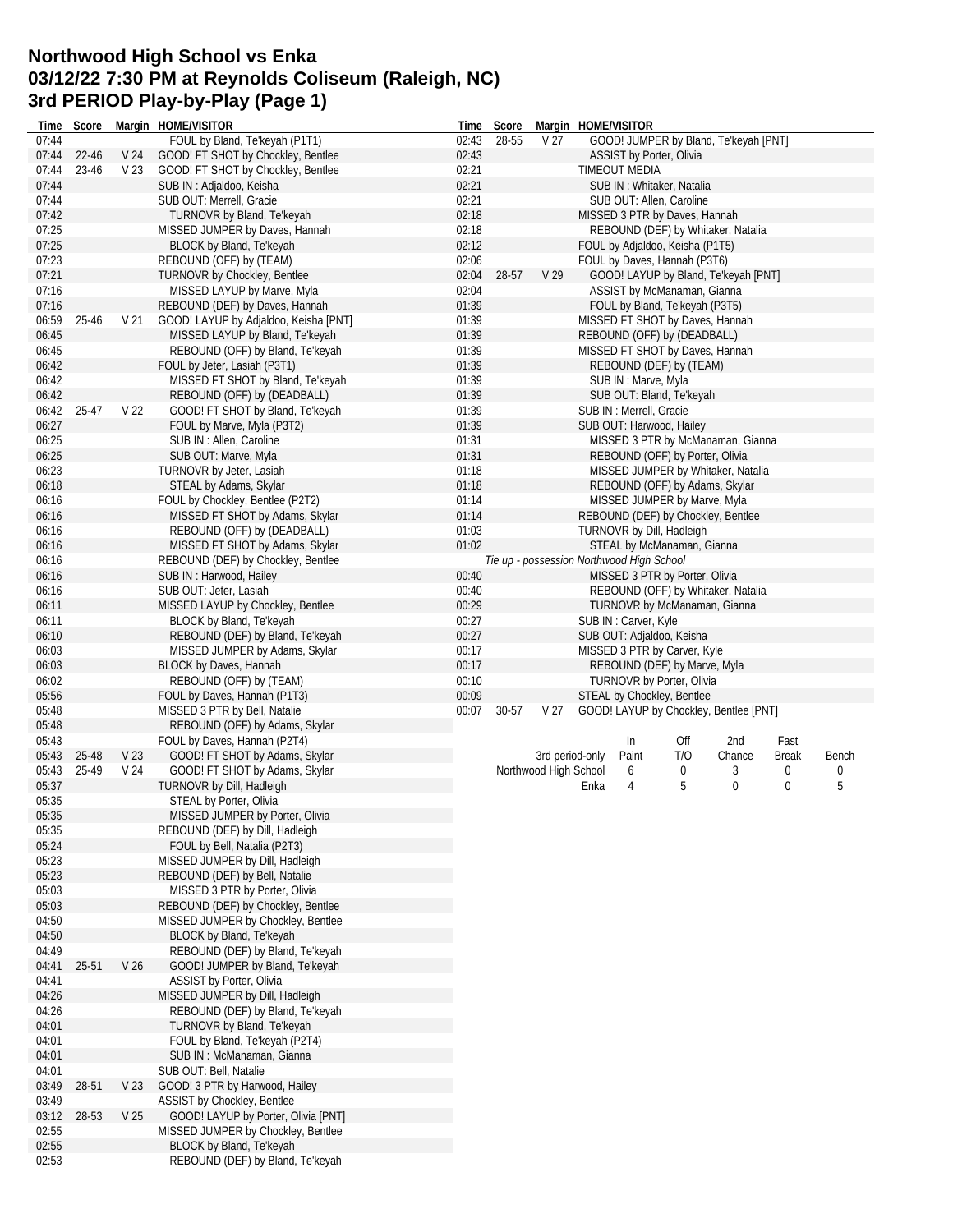# Northwood High School vs Enka
# 03/12/22 7:30 PM at Reynolds Coliseum (Raleigh, NC)
# 3rd PERIOD Play-by-Play (Page 1)

| Time | Score | Margin | HOME/VISITOR |
|---|---|---|---|
| 07:44 | | | FOUL by Bland, Te'keyah (P1T1) |
| 07:44 | 22-46 | V 24 | GOOD! FT SHOT by Chockley, Bentlee |
| 07:44 | 23-46 | V 23 | GOOD! FT SHOT by Chockley, Bentlee |
| 07:44 | | | SUB IN : Adjaldoo, Keisha |
| 07:44 | | | SUB OUT: Merrell, Gracie |
| 07:42 | | | TURNOVR by Bland, Te'keyah |
| 07:25 | | | MISSED JUMPER by Daves, Hannah |
| 07:25 | | | BLOCK by Bland, Te'keyah |
| 07:23 | | | REBOUND (OFF) by (TEAM) |
| 07:21 | | | TURNOVR by Chockley, Bentlee |
| 07:16 | | | MISSED LAYUP by Marve, Myla |
| 07:16 | | | REBOUND (DEF) by Daves, Hannah |
| 06:59 | 25-46 | V 21 | GOOD! LAYUP by Adjaldoo, Keisha [PNT] |
| 06:45 | | | MISSED LAYUP by Bland, Te'keyah |
| 06:45 | | | REBOUND (OFF) by Bland, Te'keyah |
| 06:42 | | | FOUL by Jeter, Lasiah (P3T1) |
| 06:42 | | | MISSED FT SHOT by Bland, Te'keyah |
| 06:42 | | | REBOUND (OFF) by (DEADBALL) |
| 06:42 | 25-47 | V 22 | GOOD! FT SHOT by Bland, Te'keyah |
| 06:27 | | | FOUL by Marve, Myla (P3T2) |
| 06:25 | | | SUB IN : Allen, Caroline |
| 06:25 | | | SUB OUT: Marve, Myla |
| 06:23 | | | TURNOVR by Jeter, Lasiah |
| 06:18 | | | STEAL by Adams, Skylar |
| 06:16 | | | FOUL by Chockley, Bentlee (P2T2) |
| 06:16 | | | MISSED FT SHOT by Adams, Skylar |
| 06:16 | | | REBOUND (OFF) by (DEADBALL) |
| 06:16 | | | MISSED FT SHOT by Adams, Skylar |
| 06:16 | | | REBOUND (DEF) by Chockley, Bentlee |
| 06:16 | | | SUB IN : Harwood, Hailey |
| 06:16 | | | SUB OUT: Jeter, Lasiah |
| 06:11 | | | MISSED LAYUP by Chockley, Bentlee |
| 06:11 | | | BLOCK by Bland, Te'keyah |
| 06:10 | | | REBOUND (DEF) by Bland, Te'keyah |
| 06:03 | | | MISSED JUMPER by Adams, Skylar |
| 06:03 | | | BLOCK by Daves, Hannah |
| 06:02 | | | REBOUND (OFF) by (TEAM) |
| 05:56 | | | FOUL by Daves, Hannah (P1T3) |
| 05:48 | | | MISSED 3 PTR by Bell, Natalie |
| 05:48 | | | REBOUND (OFF) by Adams, Skylar |
| 05:43 | | | FOUL by Daves, Hannah (P2T4) |
| 05:43 | 25-48 | V 23 | GOOD! FT SHOT by Adams, Skylar |
| 05:43 | 25-49 | V 24 | GOOD! FT SHOT by Adams, Skylar |
| 05:37 | | | TURNOVR by Dill, Hadleigh |
| 05:35 | | | STEAL by Porter, Olivia |
| 05:35 | | | MISSED JUMPER by Porter, Olivia |
| 05:35 | | | REBOUND (DEF) by Dill, Hadleigh |
| 05:24 | | | FOUL by Bell, Natalia (P2T3) |
| 05:23 | | | MISSED JUMPER by Dill, Hadleigh |
| 05:23 | | | REBOUND (DEF) by Bell, Natalie |
| 05:03 | | | MISSED 3 PTR by Porter, Olivia |
| 05:03 | | | REBOUND (DEF) by Chockley, Bentlee |
| 04:50 | | | MISSED JUMPER by Chockley, Bentlee |
| 04:50 | | | BLOCK by Bland, Te'keyah |
| 04:49 | | | REBOUND (DEF) by Bland, Te'keyah |
| 04:41 | 25-51 | V 26 | GOOD! JUMPER by Bland, Te'keyah |
| 04:41 | | | ASSIST by Porter, Olivia |
| 04:26 | | | MISSED JUMPER by Dill, Hadleigh |
| 04:26 | | | REBOUND (DEF) by Bland, Te'keyah |
| 04:01 | | | TURNOVR by Bland, Te'keyah |
| 04:01 | | | FOUL by Bland, Te'keyah (P2T4) |
| 04:01 | | | SUB IN : McManaman, Gianna |
| 04:01 | | | SUB OUT: Bell, Natalie |
| 03:49 | 28-51 | V 23 | GOOD! 3 PTR by Harwood, Hailey |
| 03:49 | | | ASSIST by Chockley, Bentlee |
| 03:12 | 28-53 | V 25 | GOOD! LAYUP by Porter, Olivia [PNT] |
| 02:55 | | | MISSED JUMPER by Chockley, Bentlee |
| 02:55 | | | BLOCK by Bland, Te'keyah |
| 02:53 | | | REBOUND (DEF) by Bland, Te'keyah |
| 02:43 | 28-55 | V 27 | GOOD! JUMPER by Bland, Te'keyah [PNT] |
| 02:43 | | | ASSIST by Porter, Olivia |
| 02:21 | | | TIMEOUT MEDIA |
| 02:21 | | | SUB IN : Whitaker, Natalia |
| 02:21 | | | SUB OUT: Allen, Caroline |
| 02:18 | | | MISSED 3 PTR by Daves, Hannah |
| 02:18 | | | REBOUND (DEF) by Whitaker, Natalia |
| 02:12 | | | FOUL by Adjaldoo, Keisha (P1T5) |
| 02:06 | | | FOUL by Daves, Hannah (P3T6) |
| 02:04 | 28-57 | V 29 | GOOD! LAYUP by Bland, Te'keyah [PNT] |
| 02:04 | | | ASSIST by McManaman, Gianna |
| 01:39 | | | FOUL by Bland, Te'keyah (P3T5) |
| 01:39 | | | MISSED FT SHOT by Daves, Hannah |
| 01:39 | | | REBOUND (OFF) by (DEADBALL) |
| 01:39 | | | MISSED FT SHOT by Daves, Hannah |
| 01:39 | | | REBOUND (DEF) by (TEAM) |
| 01:39 | | | SUB IN : Marve, Myla |
| 01:39 | | | SUB OUT: Bland, Te'keyah |
| 01:39 | | | SUB IN : Merrell, Gracie |
| 01:39 | | | SUB OUT: Harwood, Hailey |
| 01:31 | | | MISSED 3 PTR by McManaman, Gianna |
| 01:31 | | | REBOUND (OFF) by Porter, Olivia |
| 01:18 | | | MISSED JUMPER by Whitaker, Natalia |
| 01:18 | | | REBOUND (OFF) by Adams, Skylar |
| 01:14 | | | MISSED JUMPER by Marve, Myla |
| 01:14 | | | REBOUND (DEF) by Chockley, Bentlee |
| 01:03 | | | TURNOVR by Dill, Hadleigh |
| 01:02 | | | STEAL by McManaman, Gianna |
| | | | *Tie up - possession Northwood High School* |
| 00:40 | | | MISSED 3 PTR by Porter, Olivia |
| 00:40 | | | REBOUND (OFF) by Whitaker, Natalia |
| 00:29 | | | TURNOVR by McManaman, Gianna |
| 00:27 | | | SUB IN : Carver, Kyle |
| 00:27 | | | SUB OUT: Adjaldoo, Keisha |
| 00:17 | | | MISSED 3 PTR by Carver, Kyle |
| 00:17 | | | REBOUND (DEF) by Marve, Myla |
| 00:10 | | | TURNOVR by Porter, Olivia |
| 00:09 | | | STEAL by Chockley, Bentlee |
| 00:07 | 30-57 | V 27 | GOOD! LAYUP by Chockley, Bentlee [PNT] |

| 3rd period-only | In Paint | Off T/O | 2nd Chance | Fast Break | Bench |
|---|---|---|---|---|---|
| Northwood High School | 6 | 0 | 3 | 0 | 0 |
| Enka | 4 | 5 | 0 | 0 | 5 |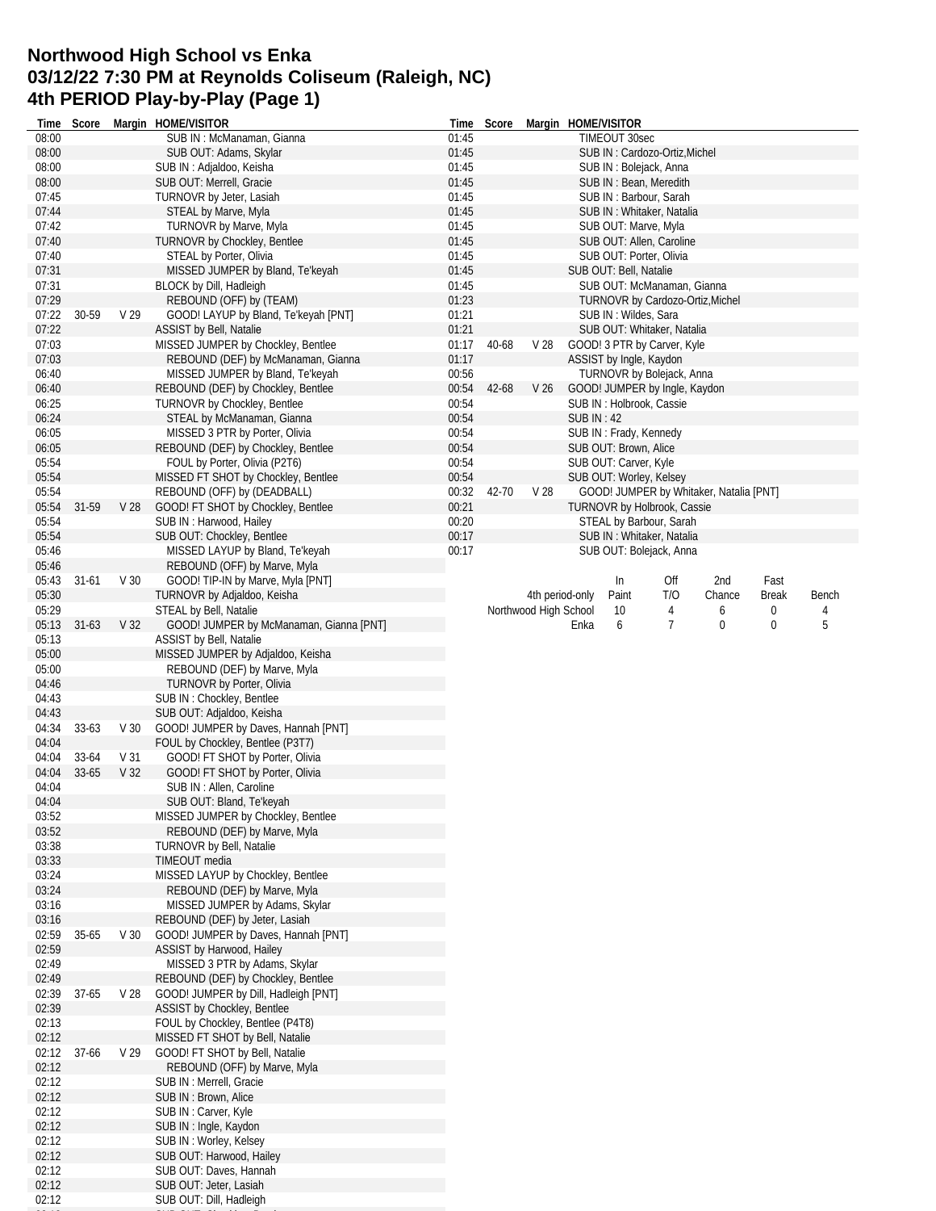# Northwood High School vs Enka
## 03/12/22 7:30 PM at Reynolds Coliseum (Raleigh, NC)
## 4th PERIOD Play-by-Play (Page 1)

| Time | Score | Margin | HOME/VISITOR |
|---|---|---|---|
| 08:00 | | | SUB IN : McManaman, Gianna |
| 08:00 | | | SUB OUT: Adams, Skylar |
| 08:00 | | | SUB IN : Adjaldoo, Keisha |
| 08:00 | | | SUB OUT: Merrell, Gracie |
| 07:45 | | | TURNOVR by Jeter, Lasiah |
| 07:44 | | | STEAL by Marve, Myla |
| 07:42 | | | TURNOVR by Marve, Myla |
| 07:40 | | | TURNOVR by Chockley, Bentlee |
| 07:40 | | | STEAL by Porter, Olivia |
| 07:31 | | | MISSED JUMPER by Bland, Te'keyah |
| 07:31 | | | BLOCK by Dill, Hadleigh |
| 07:29 | | | REBOUND (OFF) by (TEAM) |
| 07:22 | 30-59 | V 29 | GOOD! LAYUP by Bland, Te'keyah [PNT] |
| 07:22 | | | ASSIST by Bell, Natalie |
| 07:03 | | | MISSED JUMPER by Chockley, Bentlee |
| 07:03 | | | REBOUND (DEF) by McManaman, Gianna |
| 06:40 | | | MISSED JUMPER by Bland, Te'keyah |
| 06:40 | | | REBOUND (DEF) by Chockley, Bentlee |
| 06:25 | | | TURNOVR by Chockley, Bentlee |
| 06:24 | | | STEAL by McManaman, Gianna |
| 06:05 | | | MISSED 3 PTR by Porter, Olivia |
| 06:05 | | | REBOUND (DEF) by Chockley, Bentlee |
| 05:54 | | | FOUL by Porter, Olivia (P2T6) |
| 05:54 | | | MISSED FT SHOT by Chockley, Bentlee |
| 05:54 | | | REBOUND (OFF) by (DEADBALL) |
| 05:54 | 31-59 | V 28 | GOOD! FT SHOT by Chockley, Bentlee |
| 05:54 | | | SUB IN : Harwood, Hailey |
| 05:54 | | | SUB OUT: Chockley, Bentlee |
| 05:46 | | | MISSED LAYUP by Bland, Te'keyah |
| 05:46 | | | REBOUND (OFF) by Marve, Myla |
| 05:43 | 31-61 | V 30 | GOOD! TIP-IN by Marve, Myla [PNT] |
| 05:30 | | | TURNOVR by Adjaldoo, Keisha |
| 05:29 | | | STEAL by Bell, Natalie |
| 05:13 | 31-63 | V 32 | GOOD! JUMPER by McManaman, Gianna [PNT] |
| 05:13 | | | ASSIST by Bell, Natalie |
| 05:00 | | | MISSED JUMPER by Adjaldoo, Keisha |
| 05:00 | | | REBOUND (DEF) by Marve, Myla |
| 04:46 | | | TURNOVR by Porter, Olivia |
| 04:43 | | | SUB IN : Chockley, Bentlee |
| 04:43 | | | SUB OUT: Adjaldoo, Keisha |
| 04:34 | 33-63 | V 30 | GOOD! JUMPER by Daves, Hannah [PNT] |
| 04:04 | | | FOUL by Chockley, Bentlee (P3T7) |
| 04:04 | 33-64 | V 31 | GOOD! FT SHOT by Porter, Olivia |
| 04:04 | 33-65 | V 32 | GOOD! FT SHOT by Porter, Olivia |
| 04:04 | | | SUB IN : Allen, Caroline |
| 04:04 | | | SUB OUT: Bland, Te'keyah |
| 03:52 | | | MISSED JUMPER by Chockley, Bentlee |
| 03:52 | | | REBOUND (DEF) by Marve, Myla |
| 03:38 | | | TURNOVR by Bell, Natalie |
| 03:33 | | | TIMEOUT media |
| 03:24 | | | MISSED LAYUP by Chockley, Bentlee |
| 03:24 | | | REBOUND (DEF) by Marve, Myla |
| 03:16 | | | MISSED JUMPER by Adams, Skylar |
| 03:16 | | | REBOUND (DEF) by Jeter, Lasiah |
| 02:59 | 35-65 | V 30 | GOOD! JUMPER by Daves, Hannah [PNT] |
| 02:59 | | | ASSIST by Harwood, Hailey |
| 02:49 | | | MISSED 3 PTR by Adams, Skylar |
| 02:49 | | | REBOUND (DEF) by Chockley, Bentlee |
| 02:39 | 37-65 | V 28 | GOOD! JUMPER by Dill, Hadleigh [PNT] |
| 02:39 | | | ASSIST by Chockley, Bentlee |
| 02:13 | | | FOUL by Chockley, Bentlee (P4T8) |
| 02:12 | | | MISSED FT SHOT by Bell, Natalie |
| 02:12 | 37-66 | V 29 | GOOD! FT SHOT by Bell, Natalie |
| 02:12 | | | REBOUND (OFF) by Marve, Myla |
| 02:12 | | | SUB IN : Merrell, Gracie |
| 02:12 | | | SUB IN : Brown, Alice |
| 02:12 | | | SUB IN : Carver, Kyle |
| 02:12 | | | SUB IN : Ingle, Kaydon |
| 02:12 | | | SUB IN : Worley, Kelsey |
| 02:12 | | | SUB OUT: Harwood, Hailey |
| 02:12 | | | SUB OUT: Daves, Hannah |
| 02:12 | | | SUB OUT: Jeter, Lasiah |
| 02:12 | | | SUB OUT: Dill, Hadleigh |
| 01:45 | | | TIMEOUT 30sec |
| 01:45 | | | SUB IN : Cardozo-Ortiz,Michel |
| 01:45 | | | SUB IN : Bolejack, Anna |
| 01:45 | | | SUB IN : Bean, Meredith |
| 01:45 | | | SUB IN : Barbour, Sarah |
| 01:45 | | | SUB IN : Whitaker, Natalia |
| 01:45 | | | SUB OUT: Marve, Myla |
| 01:45 | | | SUB OUT: Allen, Caroline |
| 01:45 | | | SUB OUT: Porter, Olivia |
| 01:45 | | | SUB OUT: Bell, Natalie |
| 01:45 | | | SUB OUT: McManaman, Gianna |
| 01:23 | | | TURNOVR by Cardozo-Ortiz,Michel |
| 01:21 | | | SUB IN : Wildes, Sara |
| 01:21 | | | SUB OUT: Whitaker, Natalia |
| 01:17 | 40-68 | V 28 | GOOD! 3 PTR by Carver, Kyle |
| 01:17 | | | ASSIST by Ingle, Kaydon |
| 00:56 | | | TURNOVR by Bolejack, Anna |
| 00:54 | 42-68 | V 26 | GOOD! JUMPER by Ingle, Kaydon |
| 00:54 | | | SUB IN : Holbrook, Cassie |
| 00:54 | | | SUB IN : 42 |
| 00:54 | | | SUB IN : Frady, Kennedy |
| 00:54 | | | SUB OUT: Brown, Alice |
| 00:54 | | | SUB OUT: Carver, Kyle |
| 00:54 | | | SUB OUT: Worley, Kelsey |
| 00:32 | 42-70 | V 28 | GOOD! JUMPER by Whitaker, Natalia [PNT] |
| 00:21 | | | TURNOVR by Holbrook, Cassie |
| 00:20 | | | STEAL by Barbour, Sarah |
| 00:17 | | | SUB IN : Whitaker, Natalia |
| 00:17 | | | SUB OUT: Bolejack, Anna |

| 4th period-only | In Paint | Off T/O | 2nd Chance | Fast Break | Bench |
|---|---|---|---|---|---|
| Northwood High School | 10 | 4 | 6 | 0 | 4 |
| Enka | 6 | 7 | 0 | 0 | 5 |